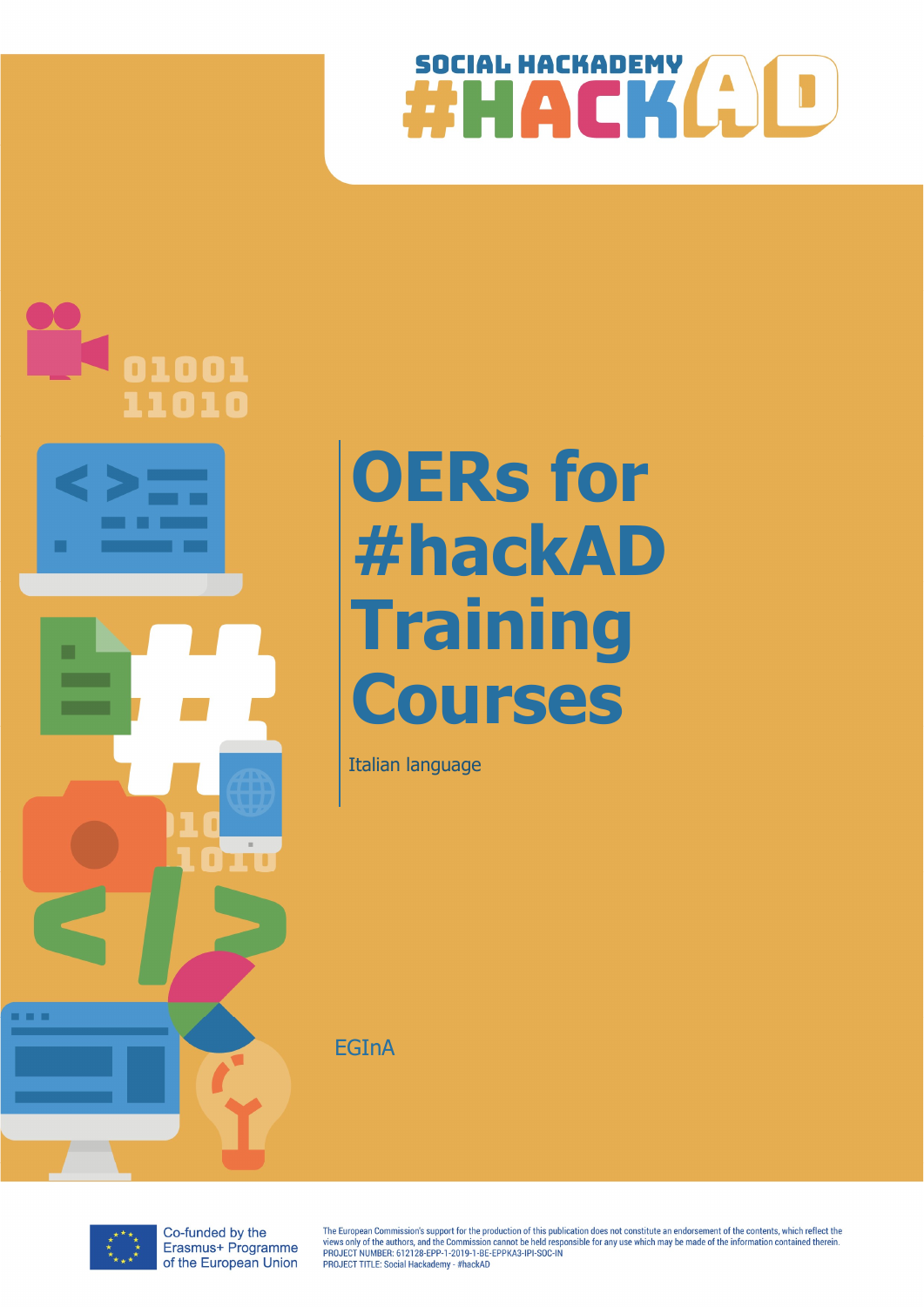SOCIAL HACKADEMY

#HACKAD

# OERs for #hackAD Training Courses

Italian language

EGInA

Co-funded by the Erasmus+ Programme of the European Union

The European Commission's support for the production of this publication does not constitute an endorsement of the contents, which reflect the views only of the authors, and the Commission cannot be held responsible for any use which may be made of the information contained therein.
PROJECT NUMBER: 612128-EPP-1-2019-1-BE-EPPKA3-IPI-SOC-IN
PROJECT TITLE: Social Hackademy - #hackAD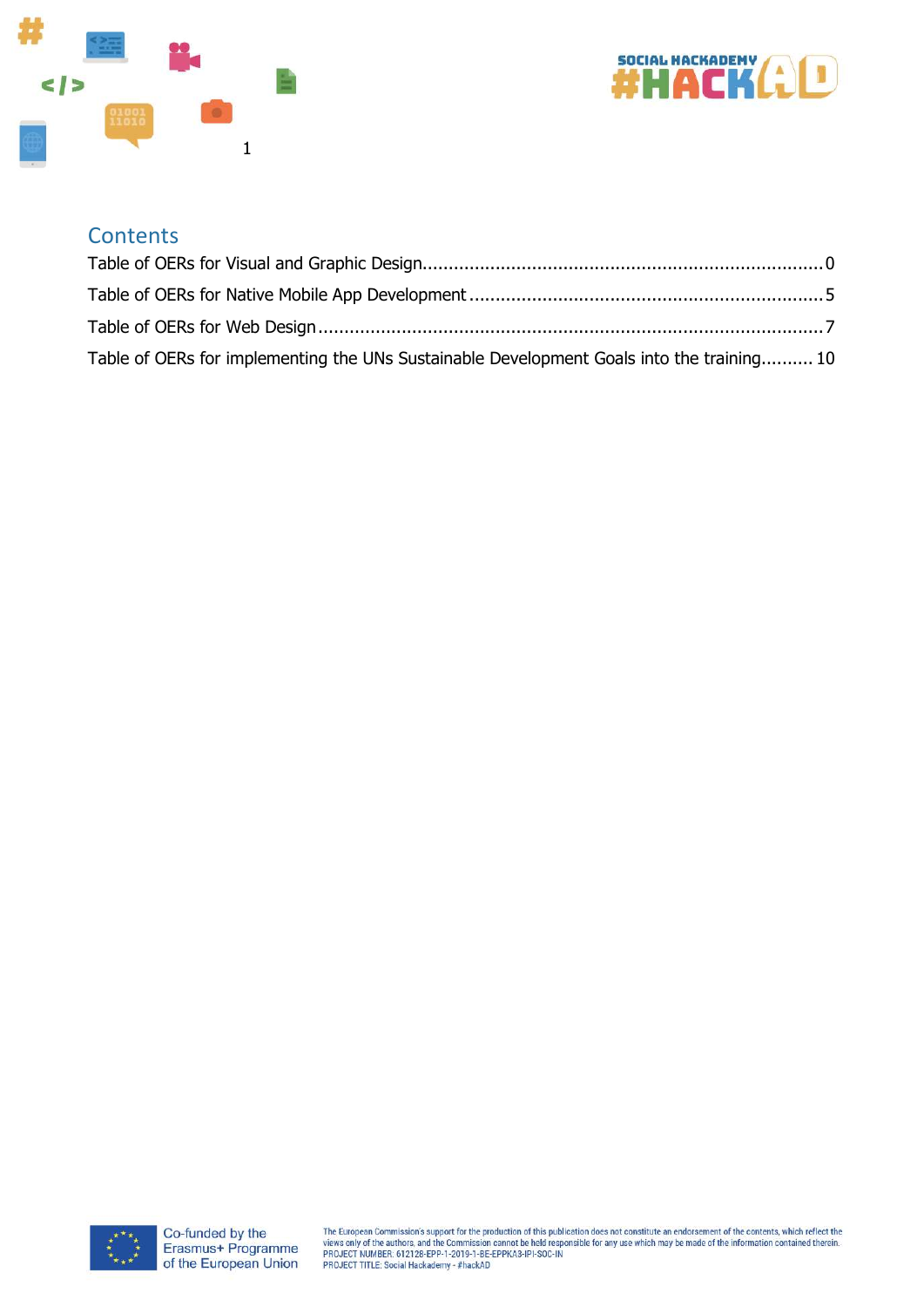## Contents

Table of OERs for Visual and Graphic Design.......................................................................... 0

Table of OERs for Native Mobile App Development ................................................................. 5

Table of OERs for Web Design ............................................................................................... 7

Table of OERs for implementing the UNs Sustainable Development Goals into the training.......... 10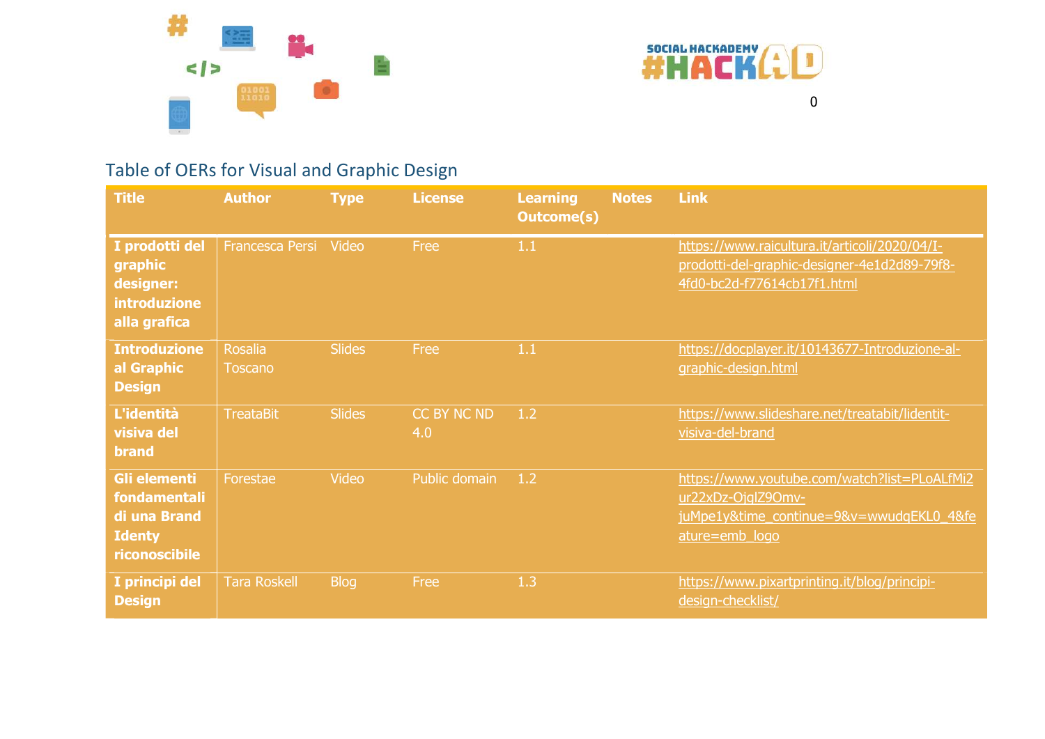## Table of OERs for Visual and Graphic Design

| Title | Author | Type | License | Learning Outcome(s) | Notes | Link |
|---|---|---|---|---|---|---|
| **I prodotti del graphic designer: introduzione alla grafica** | Francesca Persi | Video | Free | 1.1 | | https://www.raicultura.it/articoli/2020/04/I-prodotti-del-graphic-designer-4e1d2d89-79f8-4fd0-bc2d-f77614cb17f1.html |
| **Introduzione al Graphic Design** | Rosalia Toscano | Slides | Free | 1.1 | | https://docplayer.it/10143677-Introduzione-al-graphic-design.html |
| **L'identità visiva del brand** | TreataBit | Slides | CC BY NC ND 4.0 | 1.2 | | https://www.slideshare.net/treatabit/lidentit-visiva-del-brand |
| **Gli elementi fondamentali di una Brand Identy riconoscibile** | Forestae | Video | Public domain | 1.2 | | https://www.youtube.com/watch?list=PLoALfMi2ur22xDz-OjqlZ9Omv-juMpe1y&time_continue=9&v=wwudqEKL0_4&feature=emb_logo |
| **I principi del Design** | Tara Roskell | Blog | Free | 1.3 | | https://www.pixartprinting.it/blog/principi-design-checklist/ |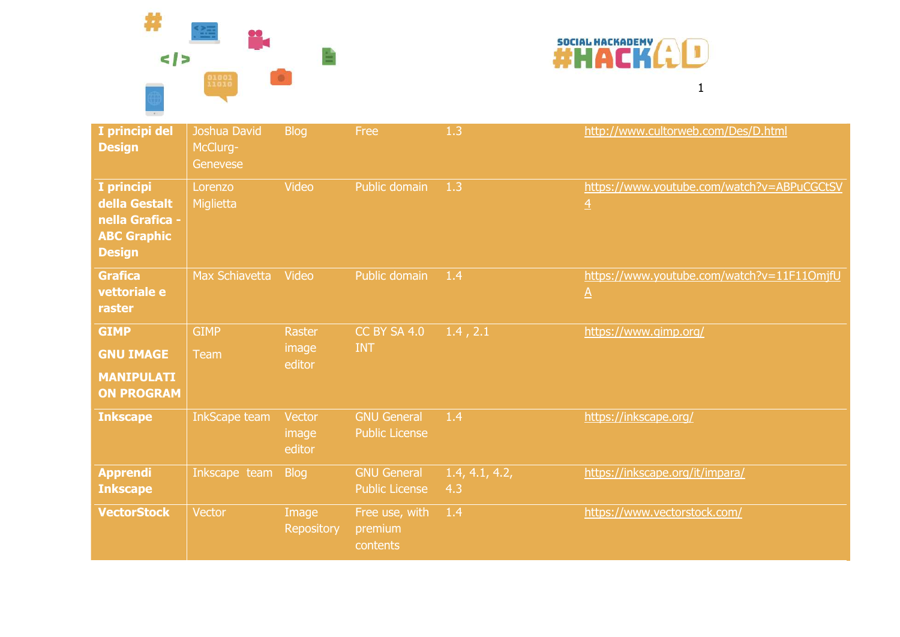| | | | | | |
|---|---|---|---|---|---|
| **I principi del Design** | Joshua David McClurg-Genevese | Blog | Free | 1.3 | http://www.cultorweb.com/Des/D.html |
| **I principi della Gestalt nella Grafica - ABC Graphic Design** | Lorenzo Miglietta | Video | Public domain | 1.3 | https://www.youtube.com/watch?v=ABPuCGCtSV4 |
| **Grafica vettoriale e raster** | Max Schiavetta | Video | Public domain | 1.4 | https://www.youtube.com/watch?v=11F11OmjfUA |
| **GIMP GNU IMAGE MANIPULATION PROGRAM** | GIMP Team | Raster image editor | CC BY SA 4.0 INT | 1.4 , 2.1 | https://www.gimp.org/ |
| **Inkscape** | InkScape team | Vector image editor | GNU General Public License | 1.4 | https://inkscape.org/ |
| **Apprendi Inkscape** | Inkscape team | Blog | GNU General Public License | 1.4, 4.1, 4.2, 4.3 | https://inkscape.org/it/impara/ |
| **VectorStock** | Vector | Image Repository | Free use, with premium contents | 1.4 | https://www.vectorstock.com/ |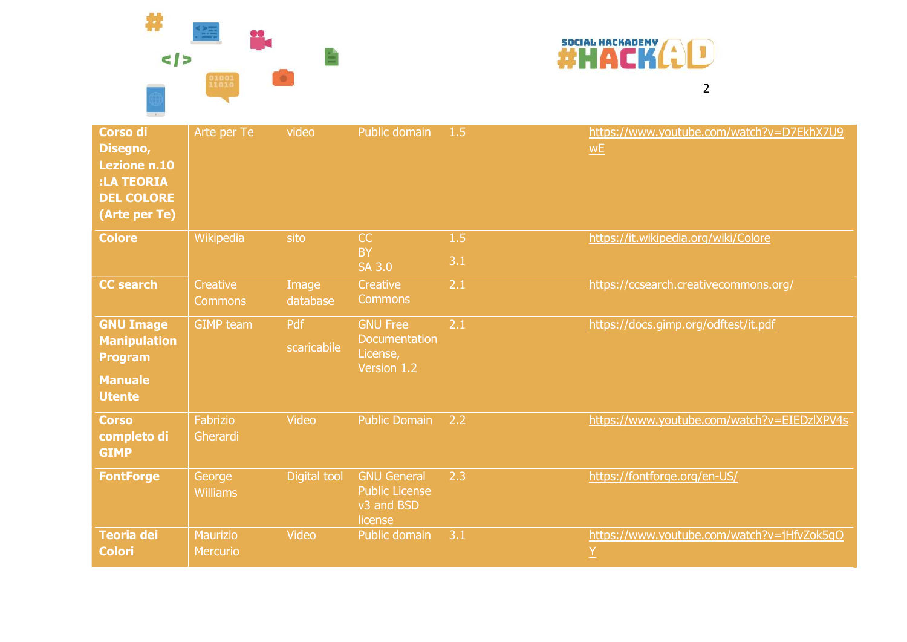| **Corso di Disegno, Lezione n.10 :LA TEORIA DEL COLORE (Arte per Te)** | Arte per Te | video | Public domain | 1.5 | https://www.youtube.com/watch?v=D7EkhX7U9wE |
|---|---|---|---|---|---|
| **Colore** | Wikipedia | sito | CC BY SA 3.0 | 1.5<br>3.1 | https://it.wikipedia.org/wiki/Colore |
| **CC search** | Creative Commons | Image database | Creative Commons | 2.1 | https://ccsearch.creativecommons.org/ |
| **GNU Image Manipulation Program Manuale Utente** | GIMP team | Pdf scaricabile | GNU Free Documentation License, Version 1.2 | 2.1 | https://docs.gimp.org/odftest/it.pdf |
| **Corso completo di GIMP** | Fabrizio Gherardi | Video | Public Domain | 2.2 | https://www.youtube.com/watch?v=EIEDzlXPV4s |
| **FontForge** | George Williams | Digital tool | GNU General Public License v3 and BSD license | 2.3 | https://fontforge.org/en-US/ |
| **Teoria dei Colori** | Maurizio Mercurio | Video | Public domain | 3.1 | https://www.youtube.com/watch?v=jHfvZok5qOY |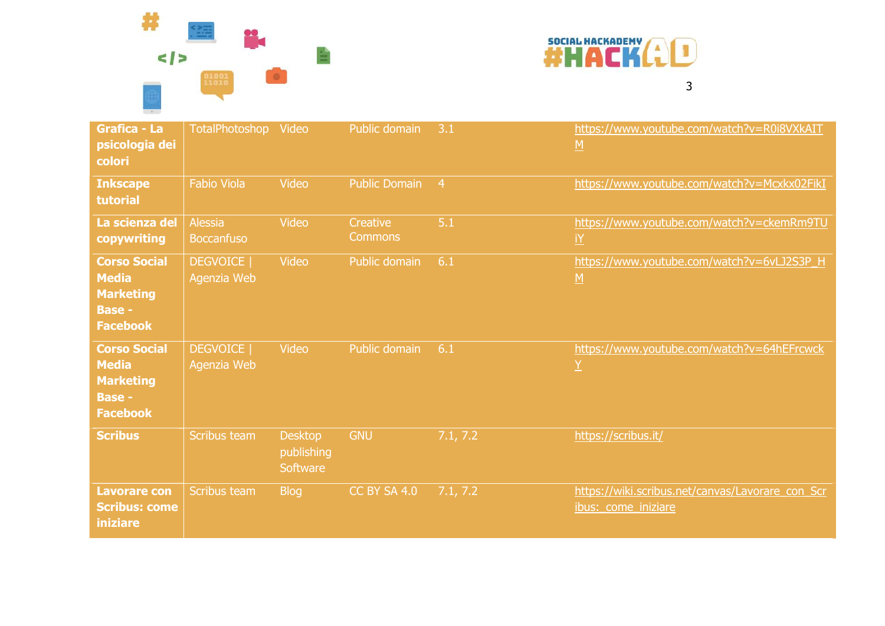| | | | | | |
|---|---|---|---|---|---|
| **Grafica - La psicologia dei colori** | TotalPhotoshop | Video | Public domain | 3.1 | https://www.youtube.com/watch?v=R0i8VXkAITM |
| **Inkscape tutorial** | Fabio Viola | Video | Public Domain | 4 | https://www.youtube.com/watch?v=Mcxkx02FikI |
| **La scienza del copywriting** | Alessia Boccanfuso | Video | Creative Commons | 5.1 | https://www.youtube.com/watch?v=ckemRm9TUiY |
| **Corso Social Media Marketing Base - Facebook** | DEGVOICE \| Agenzia Web | Video | Public domain | 6.1 | https://www.youtube.com/watch?v=6vLJ2S3P_HM |
| **Corso Social Media Marketing Base - Facebook** | DEGVOICE \| Agenzia Web | Video | Public domain | 6.1 | https://www.youtube.com/watch?v=64hEFrcwckY |
| **Scribus** | Scribus team | Desktop publishing Software | GNU | 7.1, 7.2 | https://scribus.it/ |
| **Lavorare con Scribus: come iniziare** | Scribus team | Blog | CC BY SA 4.0 | 7.1, 7.2 | https://wiki.scribus.net/canvas/Lavorare_con_Scribus:_come_iniziare |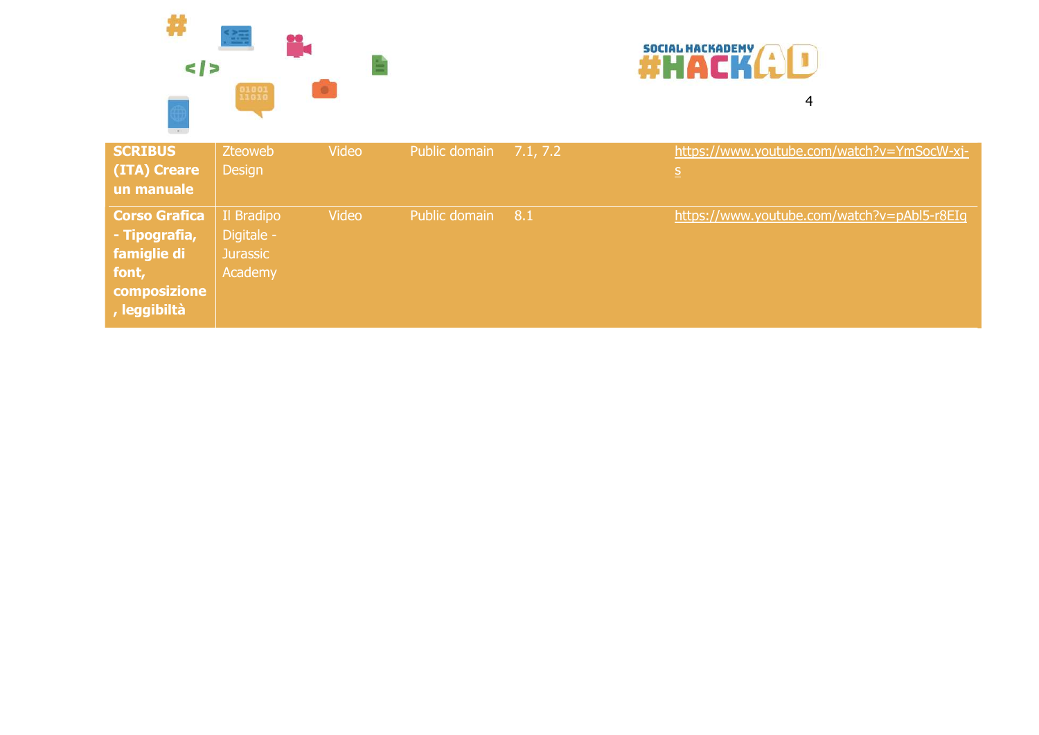| | | | | | |
|---|---|---|---|---|---|
| **SCRIBUS (ITA) Creare un manuale** | Zteoweb Design | Video | Public domain | 7.1, 7.2 | https://www.youtube.com/watch?v=YmSocW-xj-s |
| **Corso Grafica - Tipografia, famiglie di font, composizione, leggibiltà** | Il Bradipo Digitale - Jurassic Academy | Video | Public domain | 8.1 | https://www.youtube.com/watch?v=pAbl5-r8EIg |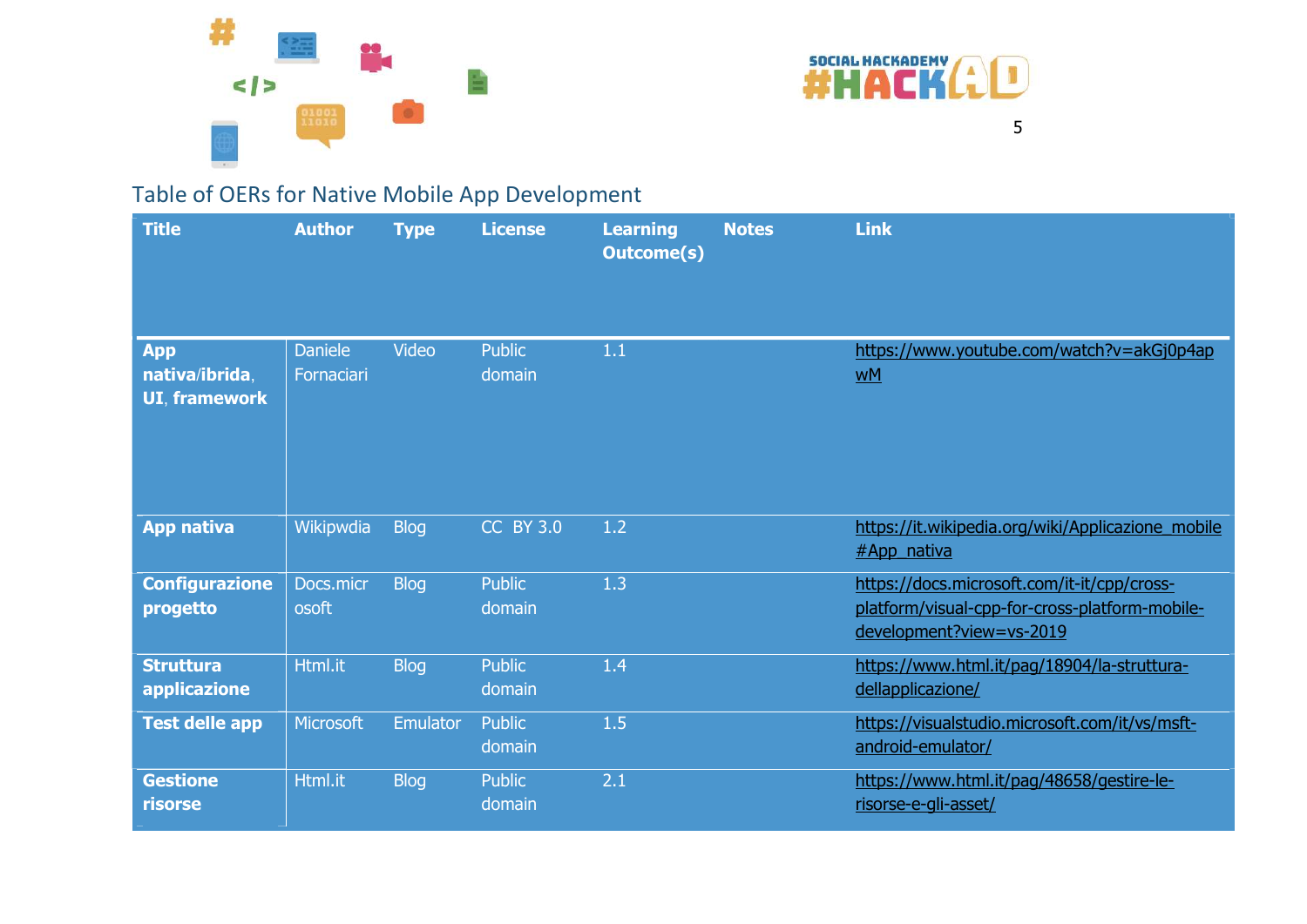## Table of OERs for Native Mobile App Development

| Title | Author | Type | License | Learning Outcome(s) | Notes | Link |
|---|---|---|---|---|---|---|
| **App nativa/ibrida, UI, framework** | Daniele Fornaciari | Video | Public domain | 1.1 | | https://www.youtube.com/watch?v=akGj0p4apwM |
| **App nativa** | Wikipwdia | Blog | CC BY 3.0 | 1.2 | | https://it.wikipedia.org/wiki/Applicazione_mobile#App_nativa |
| **Configurazione progetto** | Docs.microsoft | Blog | Public domain | 1.3 | | https://docs.microsoft.com/it-it/cpp/cross-platform/visual-cpp-for-cross-platform-mobile-development?view=vs-2019 |
| **Struttura applicazione** | Html.it | Blog | Public domain | 1.4 | | https://www.html.it/pag/18904/la-struttura-dellapplicazione/ |
| **Test delle app** | Microsoft | Emulator | Public domain | 1.5 | | https://visualstudio.microsoft.com/it/vs/msft-android-emulator/ |
| **Gestione risorse** | Html.it | Blog | Public domain | 2.1 | | https://www.html.it/pag/48658/gestire-le-risorse-e-gli-asset/ |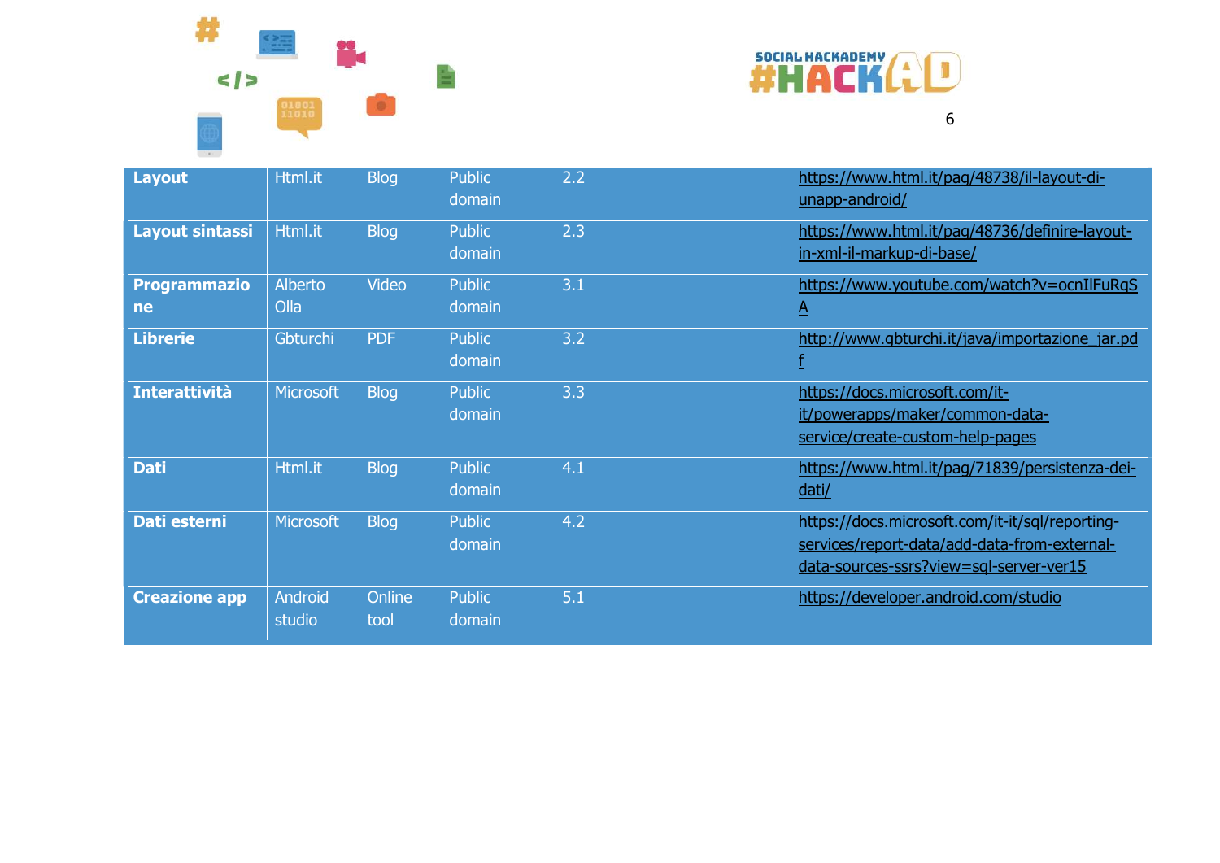| | | | | | |
|---|---|---|---|---|---|
| **Layout** | Html.it | Blog | Public domain | 2.2 | https://www.html.it/pag/48738/il-layout-di-unapp-android/ |
| **Layout sintassi** | Html.it | Blog | Public domain | 2.3 | https://www.html.it/pag/48736/definire-layout-in-xml-il-markup-di-base/ |
| **Programmazione** | Alberto Olla | Video | Public domain | 3.1 | https://www.youtube.com/watch?v=ocnIlFuRqSA |
| **Librerie** | Gbturchi | PDF | Public domain | 3.2 | http://www.gbturchi.it/java/importazione_jar.pdf |
| **Interattività** | Microsoft | Blog | Public domain | 3.3 | https://docs.microsoft.com/it-it/powerapps/maker/common-data-service/create-custom-help-pages |
| **Dati** | Html.it | Blog | Public domain | 4.1 | https://www.html.it/pag/71839/persistenza-dei-dati/ |
| **Dati esterni** | Microsoft | Blog | Public domain | 4.2 | https://docs.microsoft.com/it-it/sql/reporting-services/report-data/add-data-from-external-data-sources-ssrs?view=sql-server-ver15 |
| **Creazione app** | Android studio | Online tool | Public domain | 5.1 | https://developer.android.com/studio |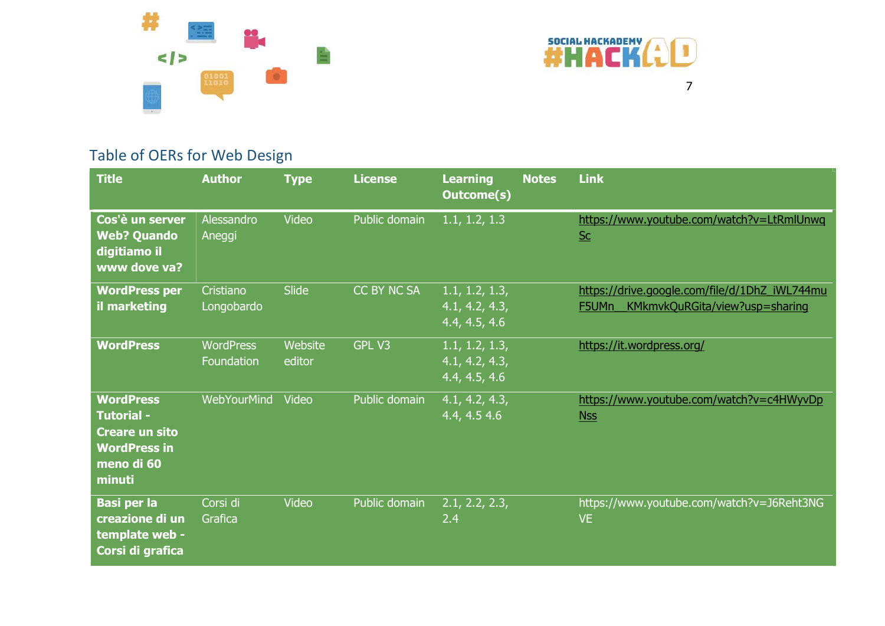## Table of OERs for Web Design

| Title | Author | Type | License | Learning Outcome(s) | Notes | Link |
|---|---|---|---|---|---|---|
| **Cos'è un server Web? Quando digitiamo il www dove va?** | Alessandro Aneggi | Video | Public domain | 1.1, 1.2, 1.3 | | https://www.youtube.com/watch?v=LtRmlUnwqSc |
| **WordPress per il marketing** | Cristiano Longobardo | Slide | CC BY NC SA | 1.1, 1.2, 1.3, 4.1, 4.2, 4.3, 4.4, 4.5, 4.6 | | https://drive.google.com/file/d/1DhZ_iWL744muF5UMn__KMkmvkQuRGita/view?usp=sharing |
| **WordPress** | WordPress Foundation | Website editor | GPL V3 | 1.1, 1.2, 1.3, 4.1, 4.2, 4.3, 4.4, 4.5, 4.6 | | https://it.wordpress.org/ |
| **WordPress Tutorial - Creare un sito WordPress in meno di 60 minuti** | WebYourMind | Video | Public domain | 4.1, 4.2, 4.3, 4.4, 4.5 4.6 | | https://www.youtube.com/watch?v=c4HWyvDpNss |
| **Basi per la creazione di un template web - Corsi di grafica** | Corsi di Grafica | Video | Public domain | 2.1, 2.2, 2.3, 2.4 | | https://www.youtube.com/watch?v=J6Reht3NGVE |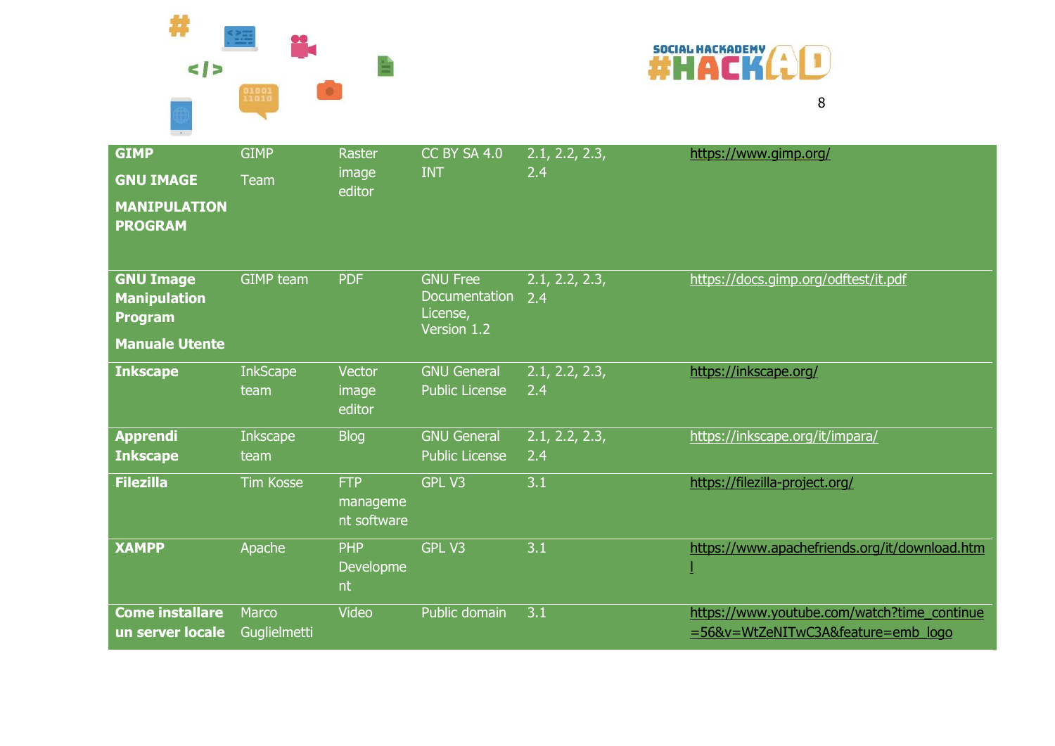| | | | | | |
|---|---|---|---|---|---|
| **GIMP**<br><br>**GNU IMAGE**<br><br>**MANIPULATION PROGRAM** | GIMP<br><br>Team | Raster image editor | CC BY SA 4.0 INT | 2.1, 2.2, 2.3, 2.4 | https://www.gimp.org/ |
| **GNU Image Manipulation Program**<br><br>**Manuale Utente** | GIMP team | PDF | GNU Free Documentation License, Version 1.2 | 2.1, 2.2, 2.3, 2.4 | https://docs.gimp.org/odftest/it.pdf |
| **Inkscape** | InkScape team | Vector image editor | GNU General Public License | 2.1, 2.2, 2.3, 2.4 | https://inkscape.org/ |
| **Apprendi Inkscape** | Inkscape team | Blog | GNU General Public License | 2.1, 2.2, 2.3, 2.4 | https://inkscape.org/it/impara/ |
| **Filezilla** | Tim Kosse | FTP management software | GPL V3 | 3.1 | https://filezilla-project.org/ |
| **XAMPP** | Apache | PHP Development | GPL V3 | 3.1 | https://www.apachefriends.org/it/download.html |
| **Come installare un server locale** | Marco Guglielmetti | Video | Public domain | 3.1 | https://www.youtube.com/watch?time_continue=56&v=WtZeNITwC3A&feature=emb_logo |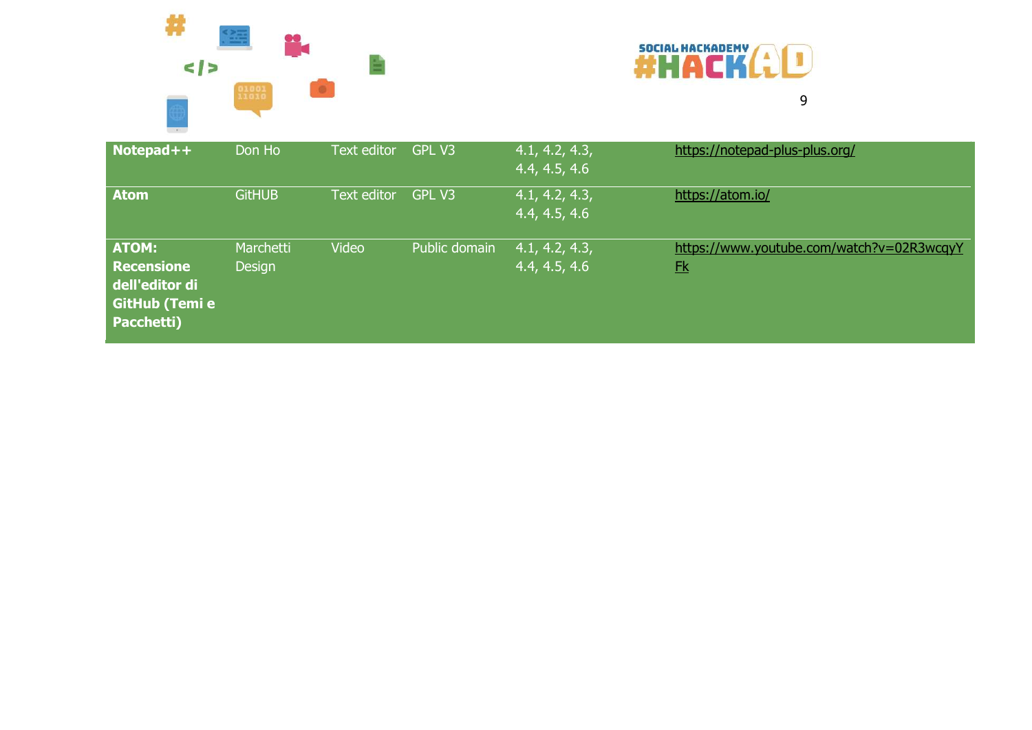| | | | | | |
|---|---|---|---|---|---|
| **Notepad++** | Don Ho | Text editor | GPL V3 | 4.1, 4.2, 4.3, 4.4, 4.5, 4.6 | https://notepad-plus-plus.org/ |
| **Atom** | GitHUB | Text editor | GPL V3 | 4.1, 4.2, 4.3, 4.4, 4.5, 4.6 | https://atom.io/ |
| **ATOM: Recensione dell'editor di GitHub (Temi e Pacchetti)** | Marchetti Design | Video | Public domain | 4.1, 4.2, 4.3, 4.4, 4.5, 4.6 | https://www.youtube.com/watch?v=02R3wcqyYFk |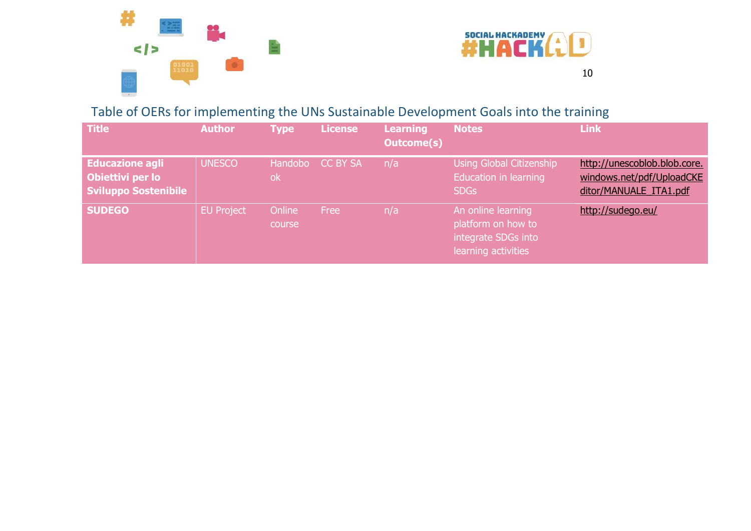Table of OERs for implementing the UNs Sustainable Development Goals into the training

| Title | Author | Type | License | Learning Outcome(s) | Notes | Link |
|---|---|---|---|---|---|---|
| **Educazione agli Obiettivi per lo Sviluppo Sostenibile** | UNESCO | Handobook | CC BY SA | n/a | Using Global Citizenship Education in learning SDGs | http://unescoblob.blob.core.windows.net/pdf/UploadCKEditor/MANUALE_ITA1.pdf |
| **SUDEGO** | EU Project | Online course | Free | n/a | An online learning platform on how to integrate SDGs into learning activities | http://sudego.eu/ |